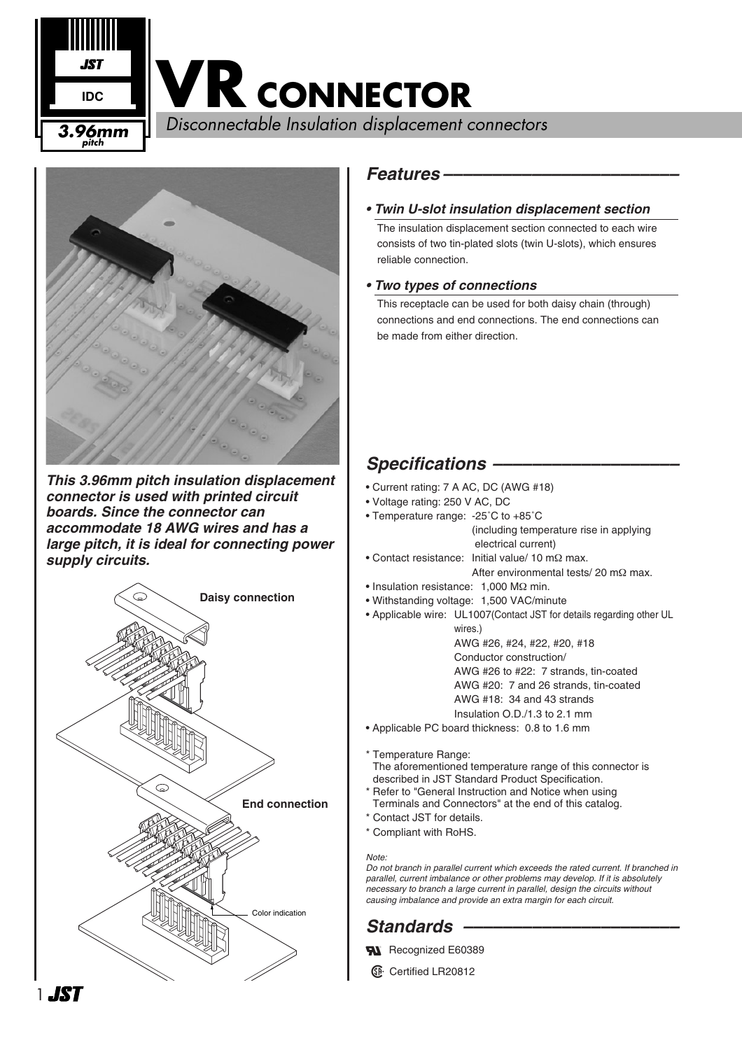# VR CONNECTOR

*Disconnectable Insulation displacement connectors*

JST
IDC
3.96mm pitch

***This 3.96mm pitch insulation displacement connector is used with printed circuit boards. Since the connector can accommodate 18 AWG wires and has a large pitch, it is ideal for connecting power supply circuits.***

Daisy connection

End connection

Color indication

## *Features*

### *• Twin U-slot insulation displacement section*

The insulation displacement section connected to each wire consists of two tin-plated slots (twin U-slots), which ensures reliable connection.

### *• Two types of connections*

This receptacle can be used for both daisy chain (through) connections and end connections. The end connections can be made from either direction.

## *Specifications*

- Current rating: 7 A AC, DC (AWG #18)
- Voltage rating: 250 V AC, DC
- Temperature range: -25˚C to +85˚C (including temperature rise in applying electrical current)
- Contact resistance: Initial value/ 10 mΩ max.
  After environmental tests/ 20 mΩ max.
- Insulation resistance: 1,000 MΩ min.
- Withstanding voltage: 1,500 VAC/minute
- Applicable wire: UL1007(Contact JST for details regarding other UL wires.)
  AWG #26, #24, #22, #20, #18
  Conductor construction/
  AWG #26 to #22: 7 strands, tin-coated
  AWG #20: 7 and 26 strands, tin-coated
  AWG #18: 34 and 43 strands
  Insulation O.D./1.3 to 2.1 mm
- Applicable PC board thickness: 0.8 to 1.6 mm

\* Temperature Range:
The aforementioned temperature range of this connector is described in JST Standard Product Specification.
\* Refer to "General Instruction and Notice when using Terminals and Connectors" at the end of this catalog.
\* Contact JST for details.
\* Compliant with RoHS.

*Note:*
*Do not branch in parallel current which exceeds the rated current. If branched in parallel, current imbalance or other problems may develop. If it is absolutely necessary to branch a large current in parallel, design the circuits without causing imbalance and provide an extra margin for each circuit.*

## *Standards*

UL Recognized E60389

CSA Certified LR20812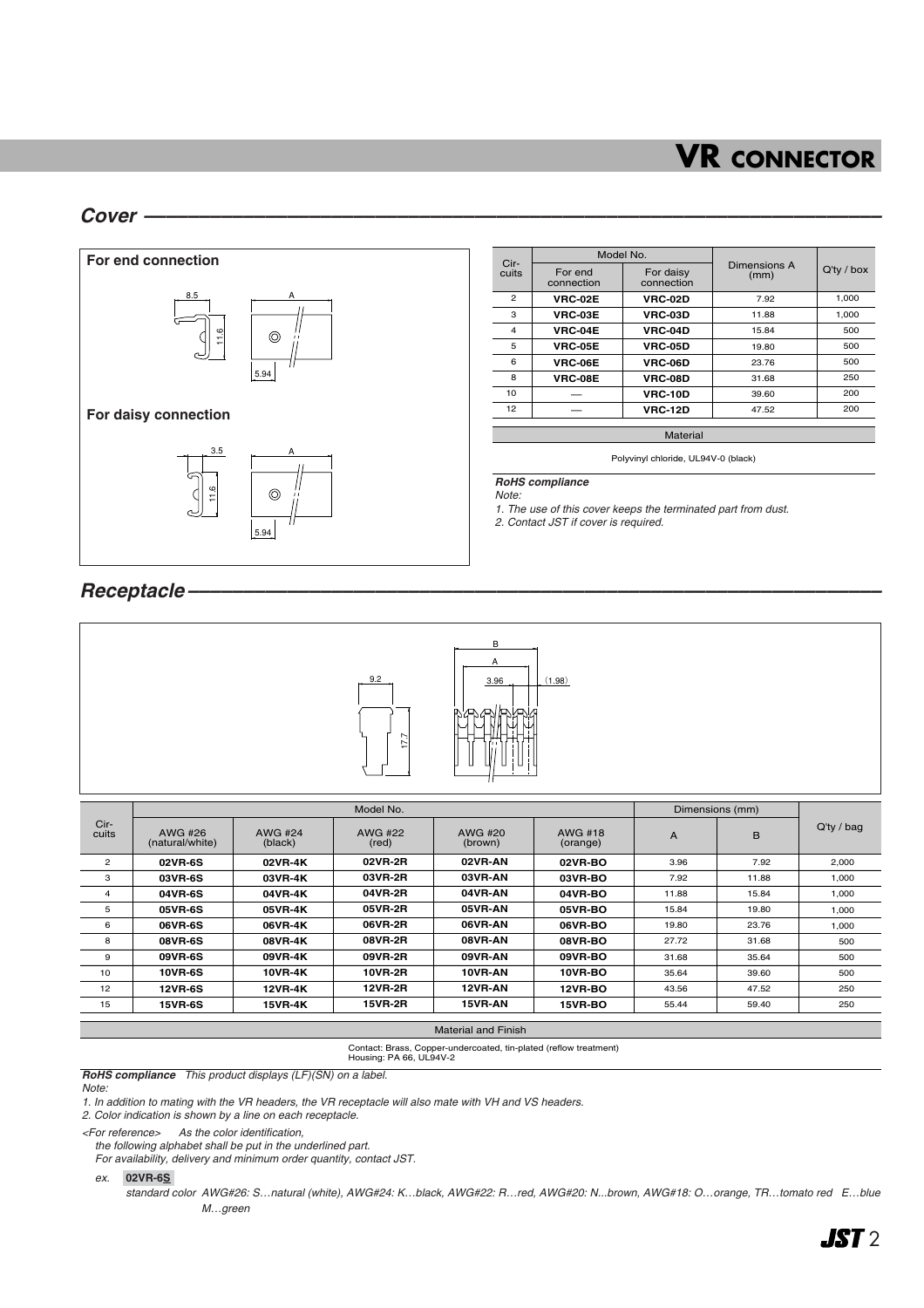## Cover

**For end connection**

**For daisy connection**

| Circuits | Model No. | | Dimensions A (mm) | Q'ty / box |
|---|---|---|---|---|
| | For end connection | For daisy connection | | |
| 2 | **VRC-02E** | **VRC-02D** | 7.92 | 1,000 |
| 3 | **VRC-03E** | **VRC-03D** | 11.88 | 1,000 |
| 4 | **VRC-04E** | **VRC-04D** | 15.84 | 500 |
| 5 | **VRC-05E** | **VRC-05D** | 19.80 | 500 |
| 6 | **VRC-06E** | **VRC-06D** | 23.76 | 500 |
| 8 | **VRC-08E** | **VRC-08D** | 31.68 | 250 |
| 10 | — | **VRC-10D** | 39.60 | 200 |
| 12 | — | **VRC-12D** | 47.52 | 200 |

| Material |
|---|
| Polyvinyl chloride, UL94V-0 (black) |

***RoHS compliance***

*Note:*

*1. The use of this cover keeps the terminated part from dust.*

*2. Contact JST if cover is required.*

## Receptacle

| Circuits | Model No. | | | | | Dimensions (mm) | | Q'ty / bag |
|---|---|---|---|---|---|---|---|---|
| | AWG #26 (natural/white) | AWG #24 (black) | AWG #22 (red) | AWG #20 (brown) | AWG #18 (orange) | A | B | |
| 2 | **02VR-6S** | **02VR-4K** | **02VR-2R** | **02VR-AN** | **02VR-BO** | 3.96 | 7.92 | 2,000 |
| 3 | **03VR-6S** | **03VR-4K** | **03VR-2R** | **03VR-AN** | **03VR-BO** | 7.92 | 11.88 | 1,000 |
| 4 | **04VR-6S** | **04VR-4K** | **04VR-2R** | **04VR-AN** | **04VR-BO** | 11.88 | 15.84 | 1,000 |
| 5 | **05VR-6S** | **05VR-4K** | **05VR-2R** | **05VR-AN** | **05VR-BO** | 15.84 | 19.80 | 1,000 |
| 6 | **06VR-6S** | **06VR-4K** | **06VR-2R** | **06VR-AN** | **06VR-BO** | 19.80 | 23.76 | 1,000 |
| 8 | **08VR-6S** | **08VR-4K** | **08VR-2R** | **08VR-AN** | **08VR-BO** | 27.72 | 31.68 | 500 |
| 9 | **09VR-6S** | **09VR-4K** | **09VR-2R** | **09VR-AN** | **09VR-BO** | 31.68 | 35.64 | 500 |
| 10 | **10VR-6S** | **10VR-4K** | **10VR-2R** | **10VR-AN** | **10VR-BO** | 35.64 | 39.60 | 500 |
| 12 | **12VR-6S** | **12VR-4K** | **12VR-2R** | **12VR-AN** | **12VR-BO** | 43.56 | 47.52 | 250 |
| 15 | **15VR-6S** | **15VR-4K** | **15VR-2R** | **15VR-AN** | **15VR-BO** | 55.44 | 59.40 | 250 |

| Material and Finish |
|---|
| Contact: Brass, Copper-undercoated, tin-plated (reflow treatment)<br>Housing: PA 66, UL94V-2 |

***RoHS compliance*** *This product displays (LF)(SN) on a label.*

*Note:*

*1. In addition to mating with the VR headers, the VR receptacle will also mate with VH and VS headers.*

*2. Color indication is shown by a line on each receptacle.*

*<For reference> As the color identification, the following alphabet shall be put in the underlined part.*
*For availability, delivery and minimum order quantity, contact JST.*

*ex.* **02VR-6S**

*standard color AWG#26: S…natural (white), AWG#24: K…black, AWG#22: R…red, AWG#20: N...brown, AWG#18: O…orange, TR…tomato red E…blue M…green*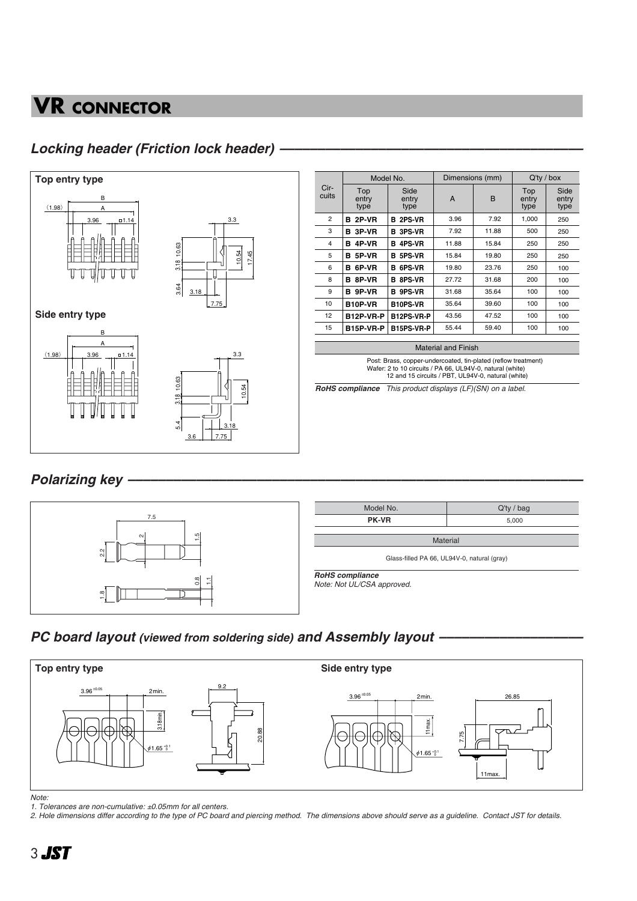# VR CONNECTOR

## Locking header (Friction lock header)

**Top entry type**

B
(1.98)
A
3.96
□1.14
3.3
3.18 10.63
10.54
17.45
3.64
3.18
7.75

**Side entry type**

B
A
(1.98)
3.96
□1.14
3.3
3.18 10.63
10.54
5.4
3.18
3.6
7.75

| Circuits | Model No. | | Dimensions (mm) | | Q'ty / box | |
|---|---|---|---|---|---|---|
| | Top entry type | Side entry type | A | B | Top entry type | Side entry type |
| 2 | **B 2P-VR** | **B 2PS-VR** | 3.96 | 7.92 | 1,000 | 250 |
| 3 | **B 3P-VR** | **B 3PS-VR** | 7.92 | 11.88 | 500 | 250 |
| 4 | **B 4P-VR** | **B 4PS-VR** | 11.88 | 15.84 | 250 | 250 |
| 5 | **B 5P-VR** | **B 5PS-VR** | 15.84 | 19.80 | 250 | 250 |
| 6 | **B 6P-VR** | **B 6PS-VR** | 19.80 | 23.76 | 250 | 100 |
| 8 | **B 8P-VR** | **B 8PS-VR** | 27.72 | 31.68 | 200 | 100 |
| 9 | **B 9P-VR** | **B 9PS-VR** | 31.68 | 35.64 | 100 | 100 |
| 10 | **B10P-VR** | **B10PS-VR** | 35.64 | 39.60 | 100 | 100 |
| 12 | **B12P-VR-P** | **B12PS-VR-P** | 43.56 | 47.52 | 100 | 100 |
| 15 | **B15P-VR-P** | **B15PS-VR-P** | 55.44 | 59.40 | 100 | 100 |

| Material and Finish |
|---|
| Post: Brass, copper-undercoated, tin-plated (reflow treatment)<br>Wafer: 2 to 10 circuits / PA 66, UL94V-0, natural (white)<br>12 and 15 circuits / PBT, UL94V-0, natural (white) |

***RoHS compliance*** *This product displays (LF)(SN) on a label.*

## Polarizing key

7.5
2
1.5
2.2
0.8
1.1
1.8

| Model No. | Q'ty / bag |
|---|---|
| **PK-VR** | 5,000 |

| Material |
|---|
| Glass-filled PA 66, UL94V-0, natural (gray) |

***RoHS compliance***
*Note: Not UL/CSA approved.*

## PC board layout *(viewed from soldering side)* and Assembly layout

**Top entry type**

$3.96^{\pm0.05}$
2min.
3.18min.
$\phi1.65^{+0.1}_{0}$
9.2
20.88

**Side entry type**

$3.96^{\pm0.05}$
2min.
11max.
$\phi1.65^{+0.1}_{0}$
26.85
7.75
11max.

*Note:*
*1. Tolerances are non-cumulative: ±0.05mm for all centers.*
*2. Hole dimensions differ according to the type of PC board and piercing method. The dimensions above should serve as a guideline. Contact JST for details.*